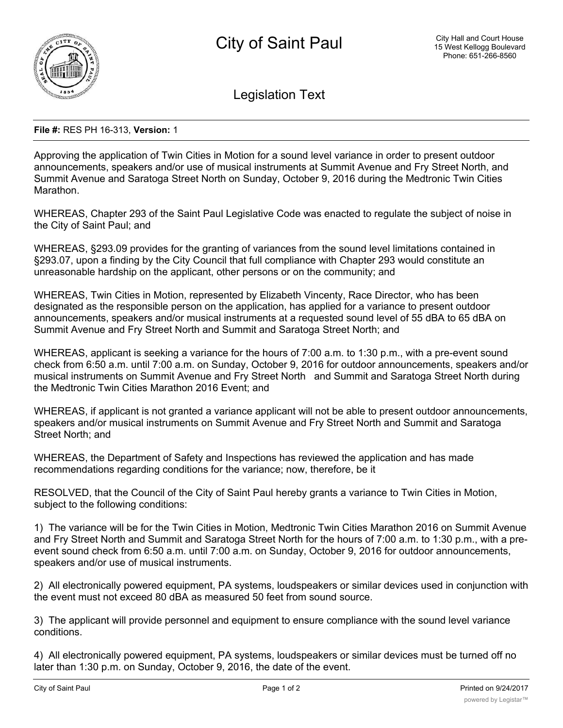# City of Saint Paul

City Hall and Court House
15 West Kellogg Boulevard
Phone: 651-266-8560

## Legislation Text

**File #:** RES PH 16-313, **Version:** 1

Approving the application of Twin Cities in Motion for a sound level variance in order to present outdoor announcements, speakers and/or use of musical instruments at Summit Avenue and Fry Street North, and Summit Avenue and Saratoga Street North on Sunday, October 9, 2016 during the Medtronic Twin Cities Marathon.

WHEREAS, Chapter 293 of the Saint Paul Legislative Code was enacted to regulate the subject of noise in the City of Saint Paul; and

WHEREAS, §293.09 provides for the granting of variances from the sound level limitations contained in §293.07, upon a finding by the City Council that full compliance with Chapter 293 would constitute an unreasonable hardship on the applicant, other persons or on the community; and

WHEREAS, Twin Cities in Motion, represented by Elizabeth Vincenty, Race Director, who has been designated as the responsible person on the application, has applied for a variance to present outdoor announcements, speakers and/or musical instruments at a requested sound level of 55 dBA to 65 dBA on Summit Avenue and Fry Street North and Summit and Saratoga Street North; and

WHEREAS, applicant is seeking a variance for the hours of 7:00 a.m. to 1:30 p.m., with a pre-event sound check from 6:50 a.m. until 7:00 a.m. on Sunday, October 9, 2016 for outdoor announcements, speakers and/or musical instruments on Summit Avenue and Fry Street North and Summit and Saratoga Street North during the Medtronic Twin Cities Marathon 2016 Event; and

WHEREAS, if applicant is not granted a variance applicant will not be able to present outdoor announcements, speakers and/or musical instruments on Summit Avenue and Fry Street North and Summit and Saratoga Street North; and

WHEREAS, the Department of Safety and Inspections has reviewed the application and has made recommendations regarding conditions for the variance; now, therefore, be it

RESOLVED, that the Council of the City of Saint Paul hereby grants a variance to Twin Cities in Motion, subject to the following conditions:

1) The variance will be for the Twin Cities in Motion, Medtronic Twin Cities Marathon 2016 on Summit Avenue and Fry Street North and Summit and Saratoga Street North for the hours of 7:00 a.m. to 1:30 p.m., with a pre-event sound check from 6:50 a.m. until 7:00 a.m. on Sunday, October 9, 2016 for outdoor announcements, speakers and/or use of musical instruments.

2) All electronically powered equipment, PA systems, loudspeakers or similar devices used in conjunction with the event must not exceed 80 dBA as measured 50 feet from sound source.

3) The applicant will provide personnel and equipment to ensure compliance with the sound level variance conditions.

4) All electronically powered equipment, PA systems, loudspeakers or similar devices must be turned off no later than 1:30 p.m. on Sunday, October 9, 2016, the date of the event.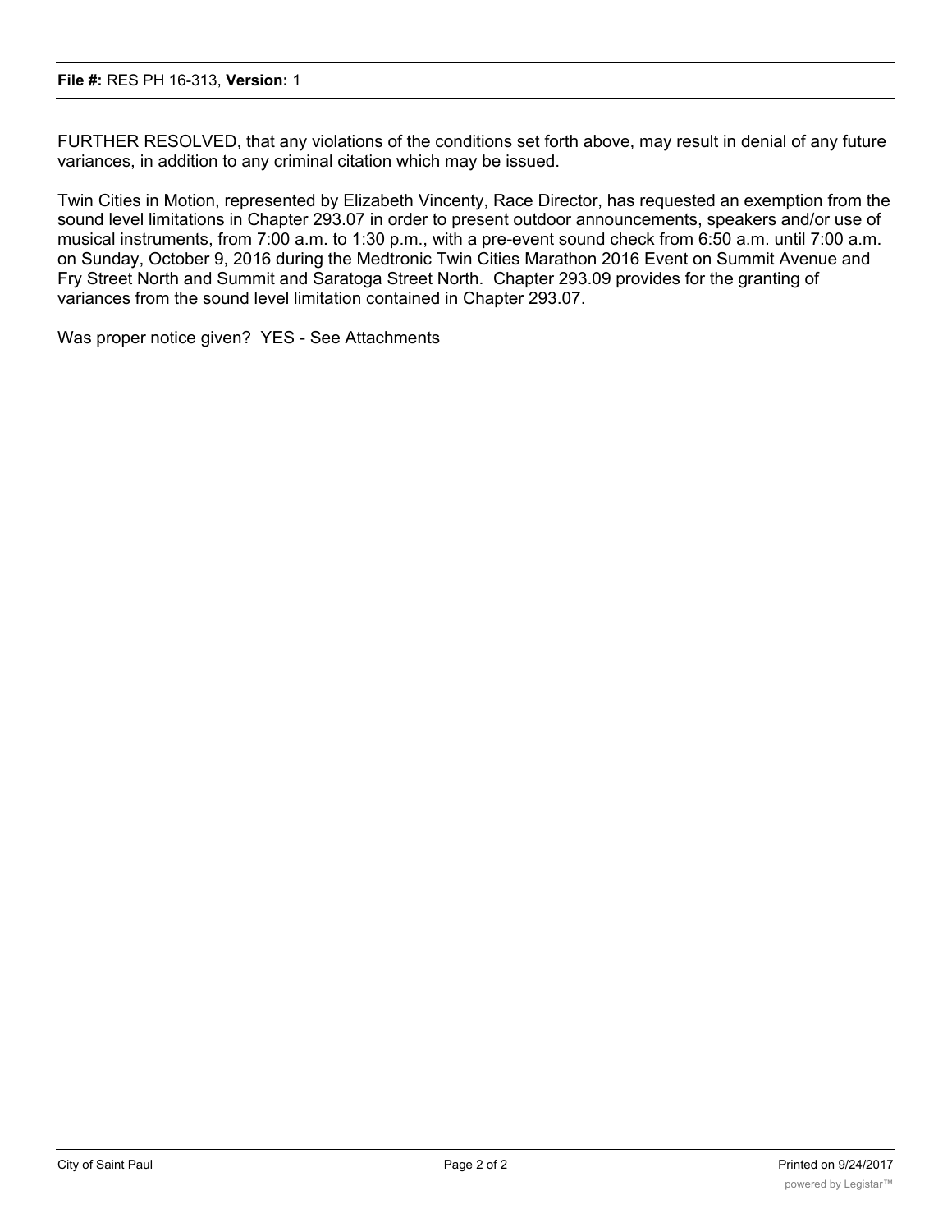FURTHER RESOLVED, that any violations of the conditions set forth above, may result in denial of any future variances, in addition to any criminal citation which may be issued.

Twin Cities in Motion, represented by Elizabeth Vincenty, Race Director, has requested an exemption from the sound level limitations in Chapter 293.07 in order to present outdoor announcements, speakers and/or use of musical instruments, from 7:00 a.m. to 1:30 p.m., with a pre-event sound check from 6:50 a.m. until 7:00 a.m. on Sunday, October 9, 2016 during the Medtronic Twin Cities Marathon 2016 Event on Summit Avenue and Fry Street North and Summit and Saratoga Street North. Chapter 293.09 provides for the granting of variances from the sound level limitation contained in Chapter 293.07.

Was proper notice given? YES - See Attachments